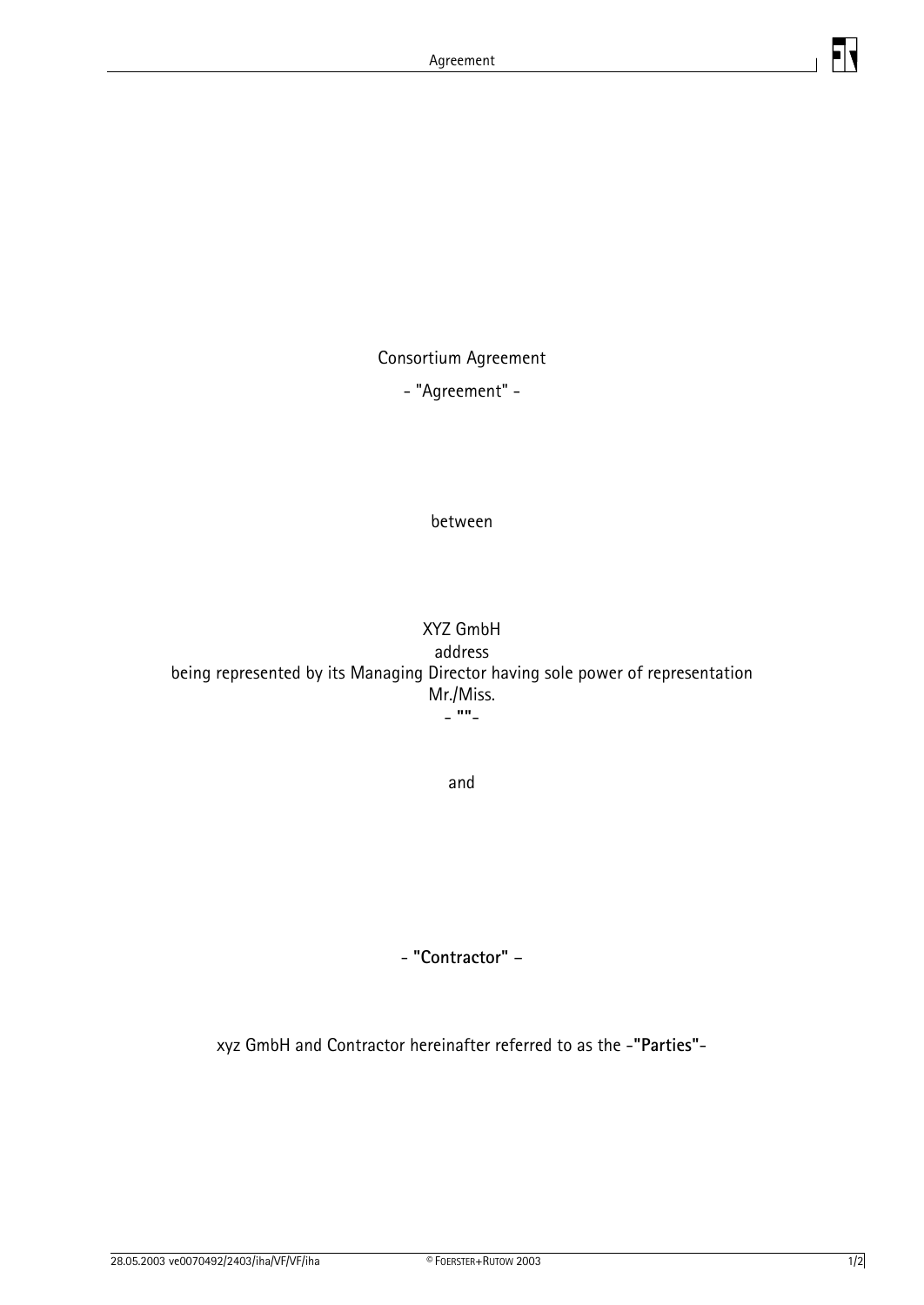Consortium Agreement

- "Agreement" -

between

XYZ GmbH
address
being represented by its Managing Director having sole power of representation
Mr./Miss.
- **""**-

and

- **"Contractor"** –

xyz GmbH and Contractor hereinafter referred to as the -**"Parties"**-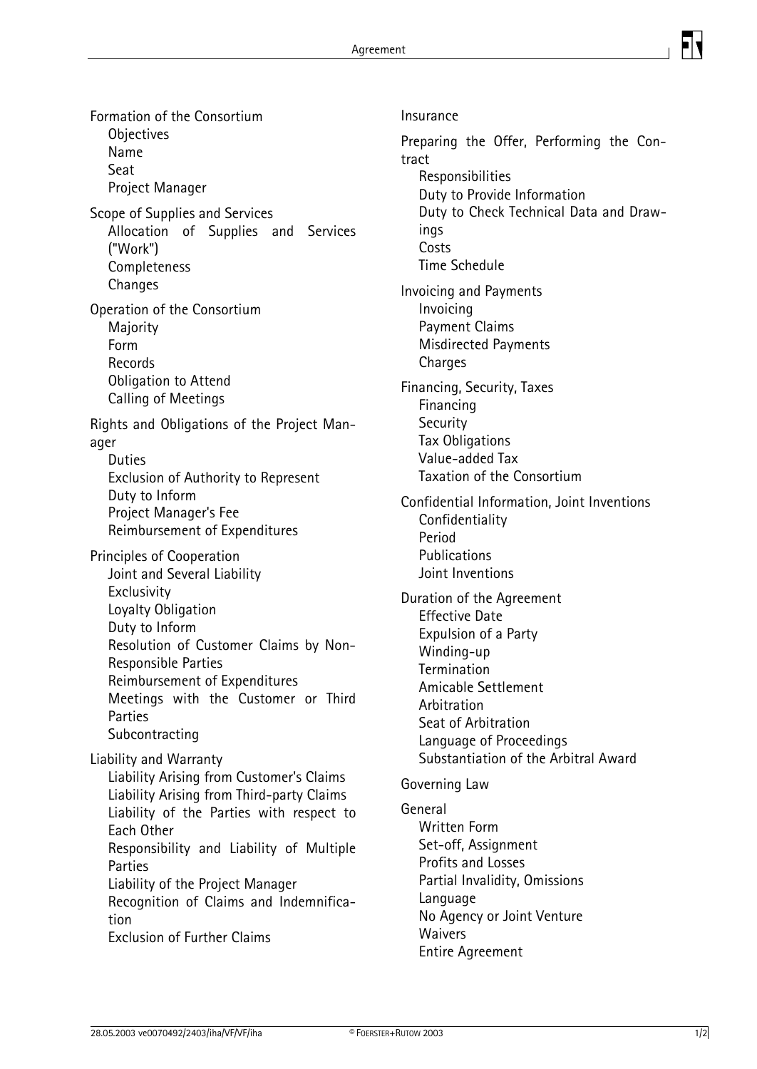- Formation of the Consortium
  - Objectives
  - Name
  - Seat
  - Project Manager
- Scope of Supplies and Services
  - Allocation of Supplies and Services ("Work")
  - Completeness
  - Changes
- Operation of the Consortium
  - Majority
  - Form
  - Records
  - Obligation to Attend
  - Calling of Meetings
- Rights and Obligations of the Project Manager
  - Duties
  - Exclusion of Authority to Represent
  - Duty to Inform
  - Project Manager's Fee
  - Reimbursement of Expenditures
- Principles of Cooperation
  - Joint and Several Liability
  - Exclusivity
  - Loyalty Obligation
  - Duty to Inform
  - Resolution of Customer Claims by Non-Responsible Parties
  - Reimbursement of Expenditures
  - Meetings with the Customer or Third Parties
  - Subcontracting
- Liability and Warranty
  - Liability Arising from Customer's Claims
  - Liability Arising from Third-party Claims
  - Liability of the Parties with respect to Each Other
  - Responsibility and Liability of Multiple Parties
  - Liability of the Project Manager
  - Recognition of Claims and Indemnification
  - Exclusion of Further Claims
- Insurance
- Preparing the Offer, Performing the Contract
  - Responsibilities
  - Duty to Provide Information
  - Duty to Check Technical Data and Drawings
  - Costs
  - Time Schedule
- Invoicing and Payments
  - Invoicing
  - Payment Claims
  - Misdirected Payments
  - Charges
- Financing, Security, Taxes
  - Financing
  - Security
  - Tax Obligations
  - Value-added Tax
  - Taxation of the Consortium
- Confidential Information, Joint Inventions
  - Confidentiality
  - Period
  - Publications
  - Joint Inventions
- Duration of the Agreement
  - Effective Date
  - Expulsion of a Party
  - Winding-up
  - Termination
  - Amicable Settlement
  - Arbitration
  - Seat of Arbitration
  - Language of Proceedings
  - Substantiation of the Arbitral Award
- Governing Law
- General
  - Written Form
  - Set-off, Assignment
  - Profits and Losses
  - Partial Invalidity, Omissions
  - Language
  - No Agency or Joint Venture
  - Waivers
  - Entire Agreement